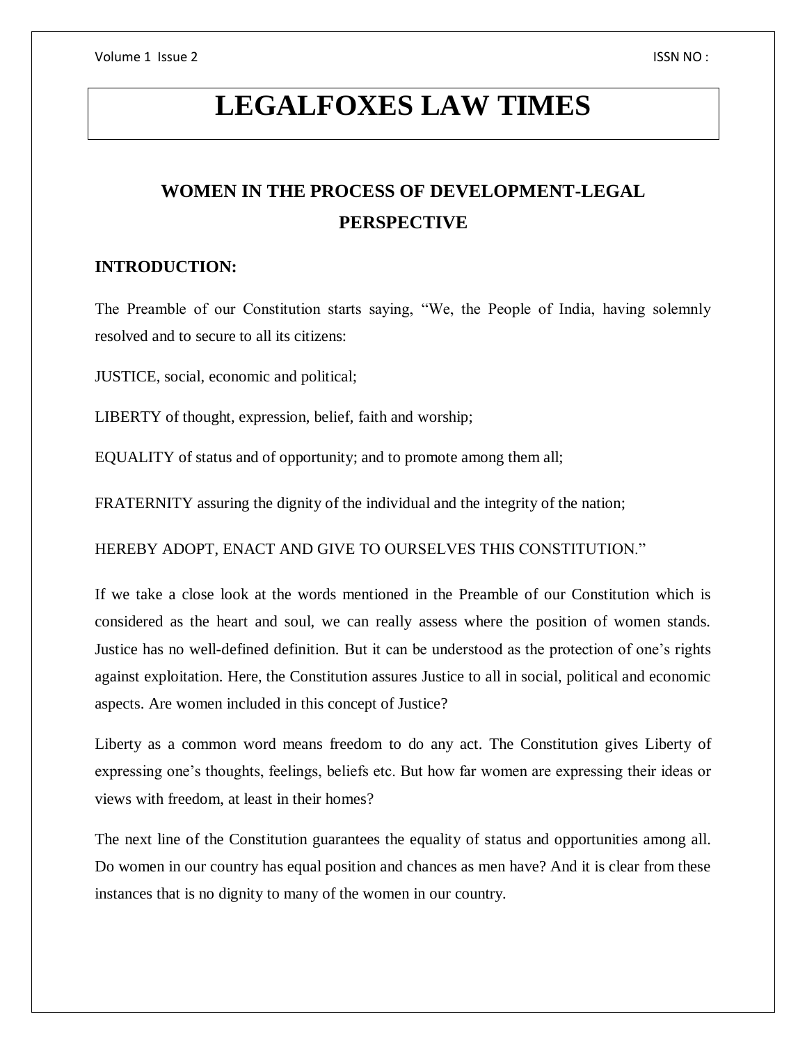# LEGALFOXES LAW TIMES

## WOMEN IN THE PROCESS OF DEVELOPMENT-LEGAL PERSPECTIVE

### INTRODUCTION:

The Preamble of our Constitution starts saying, "We, the People of India, having solemnly resolved and to secure to all its citizens:

JUSTICE, social, economic and political;

LIBERTY of thought, expression, belief, faith and worship;

EQUALITY of status and of opportunity; and to promote among them all;

FRATERNITY assuring the dignity of the individual and the integrity of the nation;

HEREBY ADOPT, ENACT AND GIVE TO OURSELVES THIS CONSTITUTION."

If we take a close look at the words mentioned in the Preamble of our Constitution which is considered as the heart and soul, we can really assess where the position of women stands. Justice has no well-defined definition. But it can be understood as the protection of one's rights against exploitation. Here, the Constitution assures Justice to all in social, political and economic aspects. Are women included in this concept of Justice?

Liberty as a common word means freedom to do any act. The Constitution gives Liberty of expressing one's thoughts, feelings, beliefs etc. But how far women are expressing their ideas or views with freedom, at least in their homes?

The next line of the Constitution guarantees the equality of status and opportunities among all. Do women in our country has equal position and chances as men have? And it is clear from these instances that is no dignity to many of the women in our country.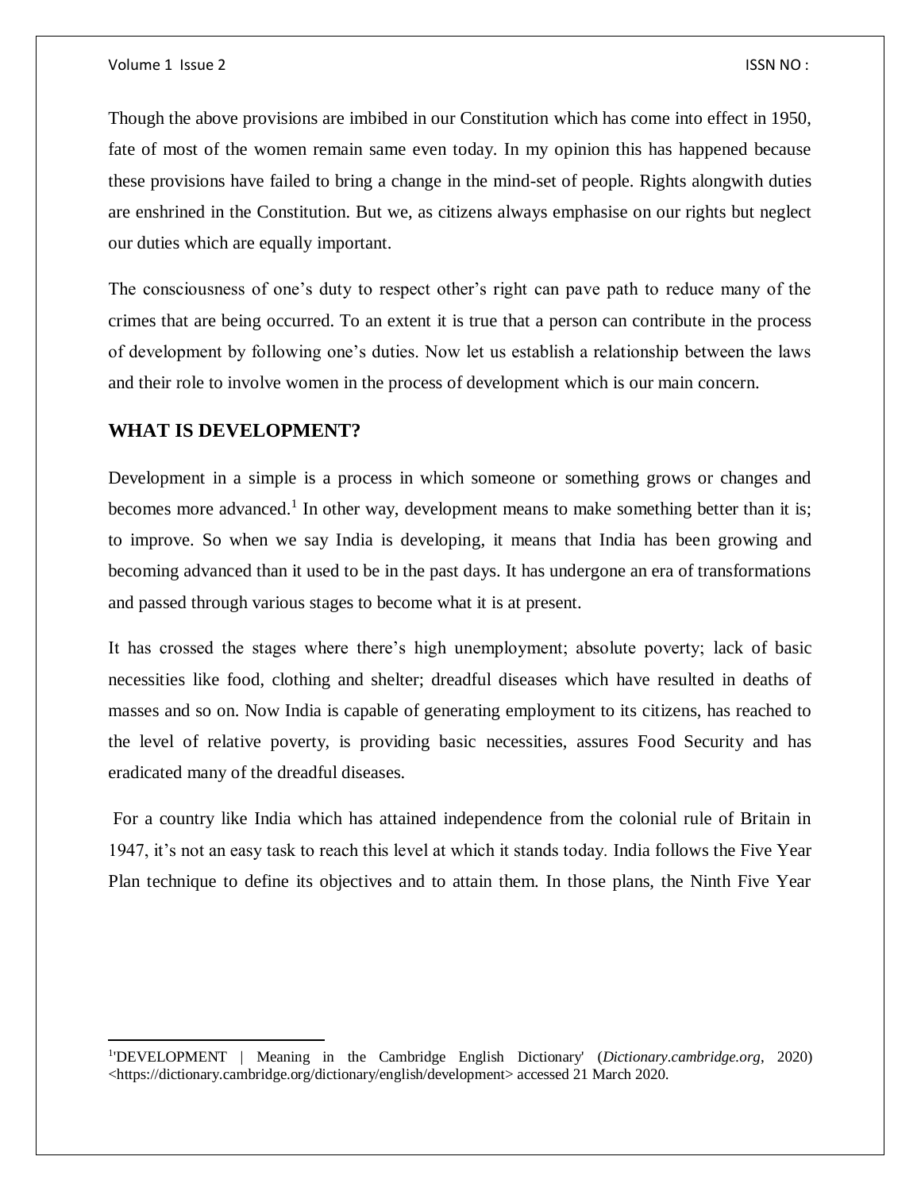Though the above provisions are imbibed in our Constitution which has come into effect in 1950, fate of most of the women remain same even today. In my opinion this has happened because these provisions have failed to bring a change in the mind-set of people. Rights alongwith duties are enshrined in the Constitution. But we, as citizens always emphasise on our rights but neglect our duties which are equally important.

The consciousness of one's duty to respect other's right can pave path to reduce many of the crimes that are being occurred. To an extent it is true that a person can contribute in the process of development by following one's duties. Now let us establish a relationship between the laws and their role to involve women in the process of development which is our main concern.

## WHAT IS DEVELOPMENT?

Development in a simple is a process in which someone or something grows or changes and becomes more advanced.[1] In other way, development means to make something better than it is; to improve. So when we say India is developing, it means that India has been growing and becoming advanced than it used to be in the past days. It has undergone an era of transformations and passed through various stages to become what it is at present.

It has crossed the stages where there's high unemployment; absolute poverty; lack of basic necessities like food, clothing and shelter; dreadful diseases which have resulted in deaths of masses and so on. Now India is capable of generating employment to its citizens, has reached to the level of relative poverty, is providing basic necessities, assures Food Security and has eradicated many of the dreadful diseases.

For a country like India which has attained independence from the colonial rule of Britain in 1947, it's not an easy task to reach this level at which it stands today. India follows the Five Year Plan technique to define its objectives and to attain them. In those plans, the Ninth Five Year

---

[1]'DEVELOPMENT | Meaning in the Cambridge English Dictionary' (*Dictionary.cambridge.org*, 2020) <https://dictionary.cambridge.org/dictionary/english/development> accessed 21 March 2020.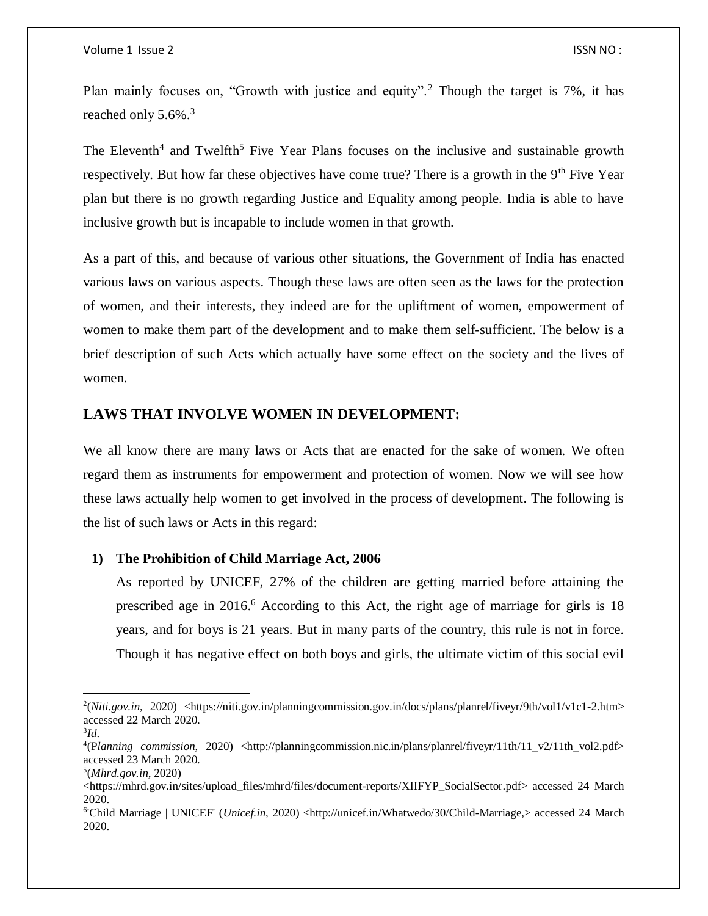Plan mainly focuses on, "Growth with justice and equity".[2] Though the target is 7%, it has reached only 5.6%.[3]

The Eleventh[4] and Twelfth[5] Five Year Plans focuses on the inclusive and sustainable growth respectively. But how far these objectives have come true? There is a growth in the 9th Five Year plan but there is no growth regarding Justice and Equality among people. India is able to have inclusive growth but is incapable to include women in that growth.

As a part of this, and because of various other situations, the Government of India has enacted various laws on various aspects. Though these laws are often seen as the laws for the protection of women, and their interests, they indeed are for the upliftment of women, empowerment of women to make them part of the development and to make them self-sufficient. The below is a brief description of such Acts which actually have some effect on the society and the lives of women.

## LAWS THAT INVOLVE WOMEN IN DEVELOPMENT:

We all know there are many laws or Acts that are enacted for the sake of women. We often regard them as instruments for empowerment and protection of women. Now we will see how these laws actually help women to get involved in the process of development. The following is the list of such laws or Acts in this regard:

1) **The Prohibition of Child Marriage Act, 2006**

   As reported by UNICEF, 27% of the children are getting married before attaining the prescribed age in 2016.[6] According to this Act, the right age of marriage for girls is 18 years, and for boys is 21 years. But in many parts of the country, this rule is not in force. Though it has negative effect on both boys and girls, the ultimate victim of this social evil

---

[2](*Niti.gov.in*, 2020) <https://niti.gov.in/planningcommission.gov.in/docs/plans/planrel/fiveyr/9th/vol1/v1c1-2.htm> accessed 22 March 2020.

[3]*Id*.

[4](P*lanning commission*, 2020) <http://planningcommission.nic.in/plans/planrel/fiveyr/11th/11_v2/11th_vol2.pdf> accessed 23 March 2020.

[5](*Mhrd.gov.in*, 2020) <https://mhrd.gov.in/sites/upload_files/mhrd/files/document-reports/XIIFYP_SocialSector.pdf> accessed 24 March 2020.

[6]'Child Marriage | UNICEF' (*Unicef.in*, 2020) <http://unicef.in/Whatwedo/30/Child-Marriage,> accessed 24 March 2020.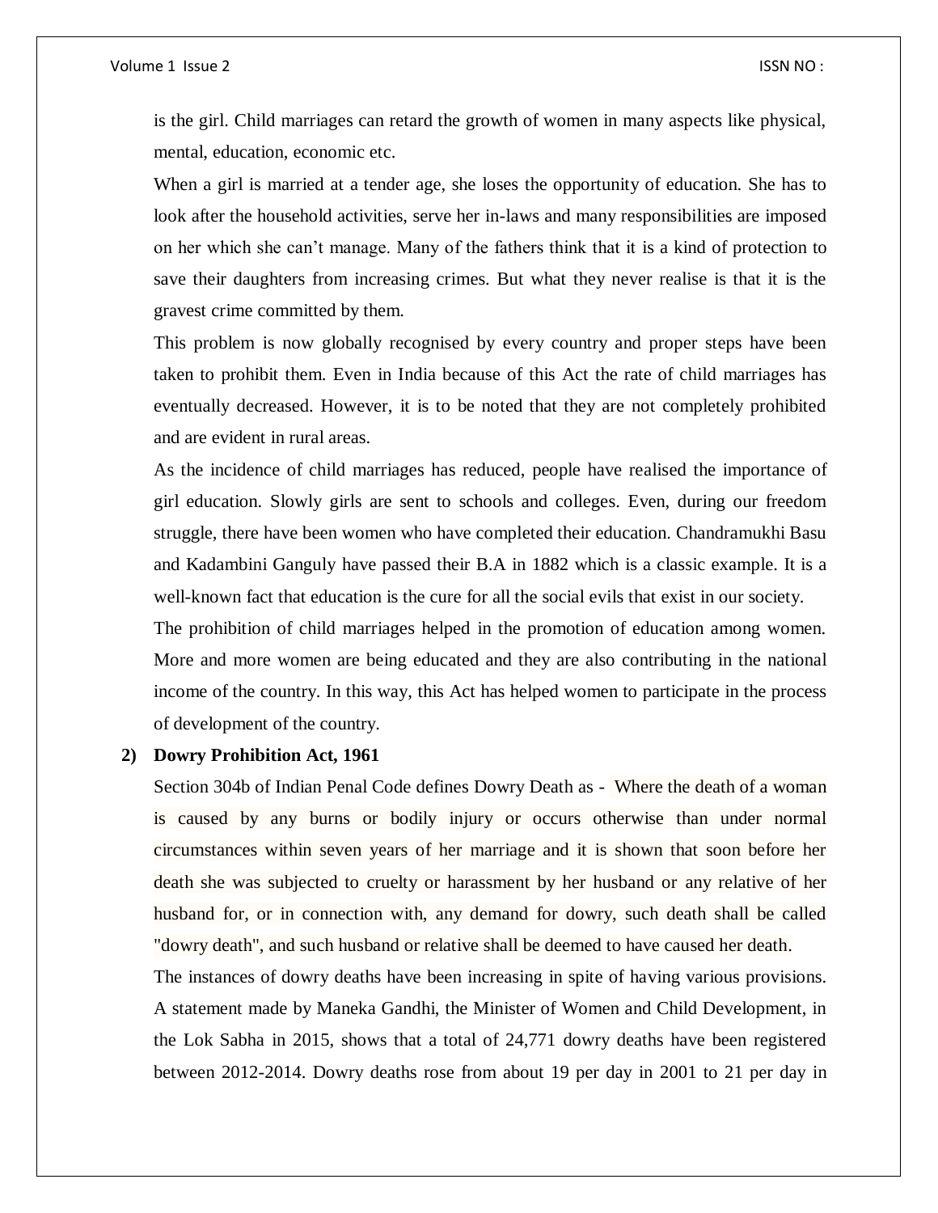is the girl. Child marriages can retard the growth of women in many aspects like physical, mental, education, economic etc.

When a girl is married at a tender age, she loses the opportunity of education. She has to look after the household activities, serve her in-laws and many responsibilities are imposed on her which she can't manage. Many of the fathers think that it is a kind of protection to save their daughters from increasing crimes. But what they never realise is that it is the gravest crime committed by them.

This problem is now globally recognised by every country and proper steps have been taken to prohibit them. Even in India because of this Act the rate of child marriages has eventually decreased. However, it is to be noted that they are not completely prohibited and are evident in rural areas.

As the incidence of child marriages has reduced, people have realised the importance of girl education. Slowly girls are sent to schools and colleges. Even, during our freedom struggle, there have been women who have completed their education. Chandramukhi Basu and Kadambini Ganguly have passed their B.A in 1882 which is a classic example. It is a well-known fact that education is the cure for all the social evils that exist in our society.

The prohibition of child marriages helped in the promotion of education among women. More and more women are being educated and they are also contributing in the national income of the country. In this way, this Act has helped women to participate in the process of development of the country.

**2) Dowry Prohibition Act, 1961**

Section 304b of Indian Penal Code defines Dowry Death as - Where the death of a woman is caused by any burns or bodily injury or occurs otherwise than under normal circumstances within seven years of her marriage and it is shown that soon before her death she was subjected to cruelty or harassment by her husband or any relative of her husband for, or in connection with, any demand for dowry, such death shall be called "dowry death", and such husband or relative shall be deemed to have caused her death.

The instances of dowry deaths have been increasing in spite of having various provisions. A statement made by Maneka Gandhi, the Minister of Women and Child Development, in the Lok Sabha in 2015, shows that a total of 24,771 dowry deaths have been registered between 2012-2014. Dowry deaths rose from about 19 per day in 2001 to 21 per day in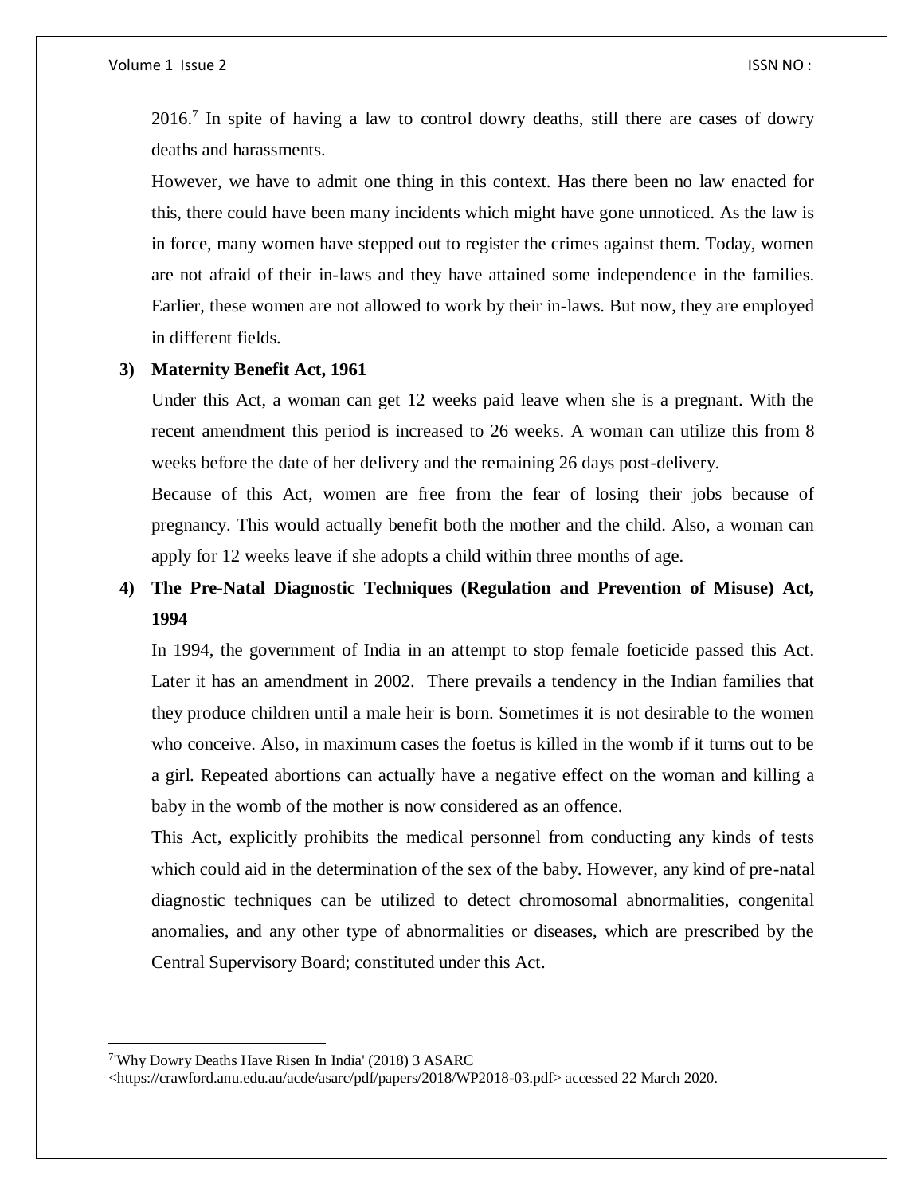2016.[7] In spite of having a law to control dowry deaths, still there are cases of dowry deaths and harassments.

However, we have to admit one thing in this context. Has there been no law enacted for this, there could have been many incidents which might have gone unnoticed. As the law is in force, many women have stepped out to register the crimes against them. Today, women are not afraid of their in-laws and they have attained some independence in the families. Earlier, these women are not allowed to work by their in-laws. But now, they are employed in different fields.

**3) Maternity Benefit Act, 1961**

Under this Act, a woman can get 12 weeks paid leave when she is a pregnant. With the recent amendment this period is increased to 26 weeks. A woman can utilize this from 8 weeks before the date of her delivery and the remaining 26 days post-delivery.

Because of this Act, women are free from the fear of losing their jobs because of pregnancy. This would actually benefit both the mother and the child. Also, a woman can apply for 12 weeks leave if she adopts a child within three months of age.

**4) The Pre-Natal Diagnostic Techniques (Regulation and Prevention of Misuse) Act, 1994**

In 1994, the government of India in an attempt to stop female foeticide passed this Act. Later it has an amendment in 2002. There prevails a tendency in the Indian families that they produce children until a male heir is born. Sometimes it is not desirable to the women who conceive. Also, in maximum cases the foetus is killed in the womb if it turns out to be a girl. Repeated abortions can actually have a negative effect on the woman and killing a baby in the womb of the mother is now considered as an offence.

This Act, explicitly prohibits the medical personnel from conducting any kinds of tests which could aid in the determination of the sex of the baby. However, any kind of pre-natal diagnostic techniques can be utilized to detect chromosomal abnormalities, congenital anomalies, and any other type of abnormalities or diseases, which are prescribed by the Central Supervisory Board; constituted under this Act.

---

[7] 'Why Dowry Deaths Have Risen In India' (2018) 3 ASARC <https://crawford.anu.edu.au/acde/asarc/pdf/papers/2018/WP2018-03.pdf> accessed 22 March 2020.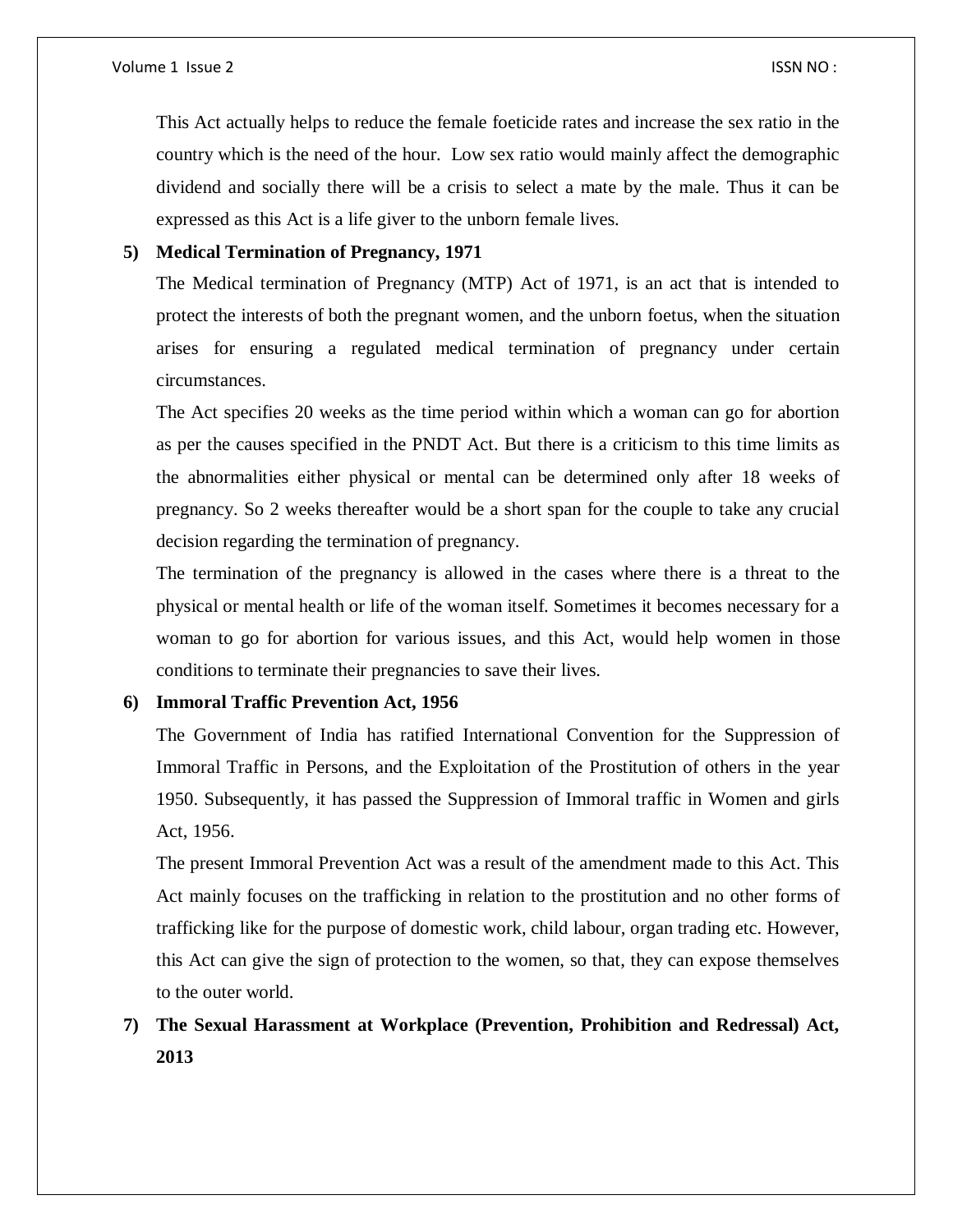This Act actually helps to reduce the female foeticide rates and increase the sex ratio in the country which is the need of the hour. Low sex ratio would mainly affect the demographic dividend and socially there will be a crisis to select a mate by the male. Thus it can be expressed as this Act is a life giver to the unborn female lives.

**5) Medical Termination of Pregnancy, 1971**

The Medical termination of Pregnancy (MTP) Act of 1971, is an act that is intended to protect the interests of both the pregnant women, and the unborn foetus, when the situation arises for ensuring a regulated medical termination of pregnancy under certain circumstances.

The Act specifies 20 weeks as the time period within which a woman can go for abortion as per the causes specified in the PNDT Act. But there is a criticism to this time limits as the abnormalities either physical or mental can be determined only after 18 weeks of pregnancy. So 2 weeks thereafter would be a short span for the couple to take any crucial decision regarding the termination of pregnancy.

The termination of the pregnancy is allowed in the cases where there is a threat to the physical or mental health or life of the woman itself. Sometimes it becomes necessary for a woman to go for abortion for various issues, and this Act, would help women in those conditions to terminate their pregnancies to save their lives.

**6) Immoral Traffic Prevention Act, 1956**

The Government of India has ratified International Convention for the Suppression of Immoral Traffic in Persons, and the Exploitation of the Prostitution of others in the year 1950. Subsequently, it has passed the Suppression of Immoral traffic in Women and girls Act, 1956.

The present Immoral Prevention Act was a result of the amendment made to this Act. This Act mainly focuses on the trafficking in relation to the prostitution and no other forms of trafficking like for the purpose of domestic work, child labour, organ trading etc. However, this Act can give the sign of protection to the women, so that, they can expose themselves to the outer world.

**7) The Sexual Harassment at Workplace (Prevention, Prohibition and Redressal) Act, 2013**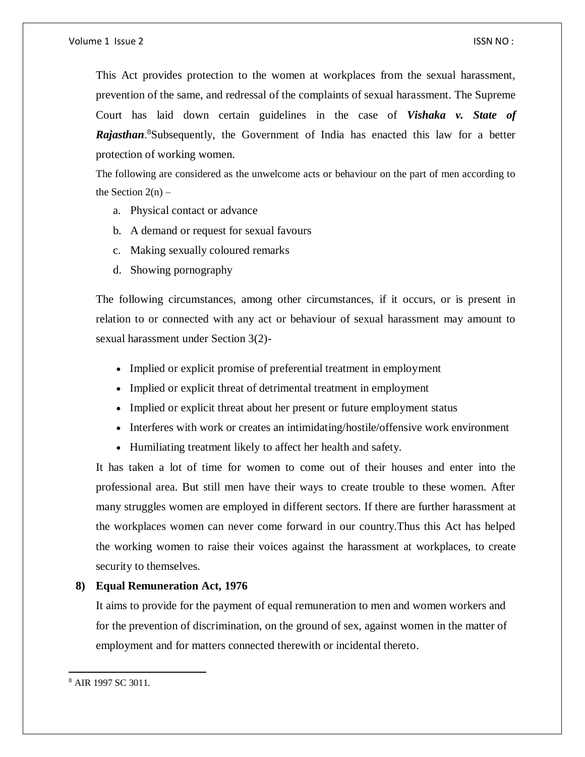This Act provides protection to the women at workplaces from the sexual harassment, prevention of the same, and redressal of the complaints of sexual harassment. The Supreme Court has laid down certain guidelines in the case of ***Vishaka v. State of Rajasthan***.[8]Subsequently, the Government of India has enacted this law for a better protection of working women.

The following are considered as the unwelcome acts or behaviour on the part of men according to the Section 2(n) –

a. Physical contact or advance
b. A demand or request for sexual favours
c. Making sexually coloured remarks
d. Showing pornography

The following circumstances, among other circumstances, if it occurs, or is present in relation to or connected with any act or behaviour of sexual harassment may amount to sexual harassment under Section 3(2)-

- Implied or explicit promise of preferential treatment in employment
- Implied or explicit threat of detrimental treatment in employment
- Implied or explicit threat about her present or future employment status
- Interferes with work or creates an intimidating/hostile/offensive work environment
- Humiliating treatment likely to affect her health and safety.

It has taken a lot of time for women to come out of their houses and enter into the professional area. But still men have their ways to create trouble to these women. After many struggles women are employed in different sectors. If there are further harassment at the workplaces women can never come forward in our country.Thus this Act has helped the working women to raise their voices against the harassment at workplaces, to create security to themselves.

**8) Equal Remuneration Act, 1976**

It aims to provide for the payment of equal remuneration to men and women workers and for the prevention of discrimination, on the ground of sex, against women in the matter of employment and for matters connected therewith or incidental thereto.

---

[8] AIR 1997 SC 3011.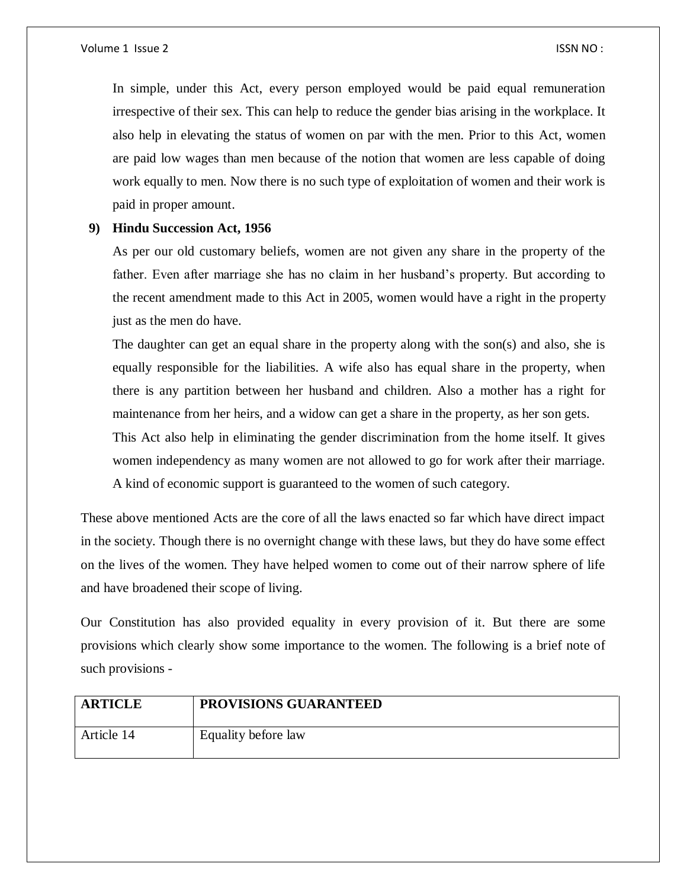In simple, under this Act, every person employed would be paid equal remuneration irrespective of their sex. This can help to reduce the gender bias arising in the workplace. It also help in elevating the status of women on par with the men. Prior to this Act, women are paid low wages than men because of the notion that women are less capable of doing work equally to men. Now there is no such type of exploitation of women and their work is paid in proper amount.

**9) Hindu Succession Act, 1956**

As per our old customary beliefs, women are not given any share in the property of the father. Even after marriage she has no claim in her husband's property. But according to the recent amendment made to this Act in 2005, women would have a right in the property just as the men do have.

The daughter can get an equal share in the property along with the son(s) and also, she is equally responsible for the liabilities. A wife also has equal share in the property, when there is any partition between her husband and children. Also a mother has a right for maintenance from her heirs, and a widow can get a share in the property, as her son gets.

This Act also help in eliminating the gender discrimination from the home itself. It gives women independency as many women are not allowed to go for work after their marriage. A kind of economic support is guaranteed to the women of such category.

These above mentioned Acts are the core of all the laws enacted so far which have direct impact in the society. Though there is no overnight change with these laws, but they do have some effect on the lives of the women. They have helped women to come out of their narrow sphere of life and have broadened their scope of living.

Our Constitution has also provided equality in every provision of it. But there are some provisions which clearly show some importance to the women. The following is a brief note of such provisions -

| ARTICLE | PROVISIONS GUARANTEED |
|---|---|
| Article 14 | Equality before law |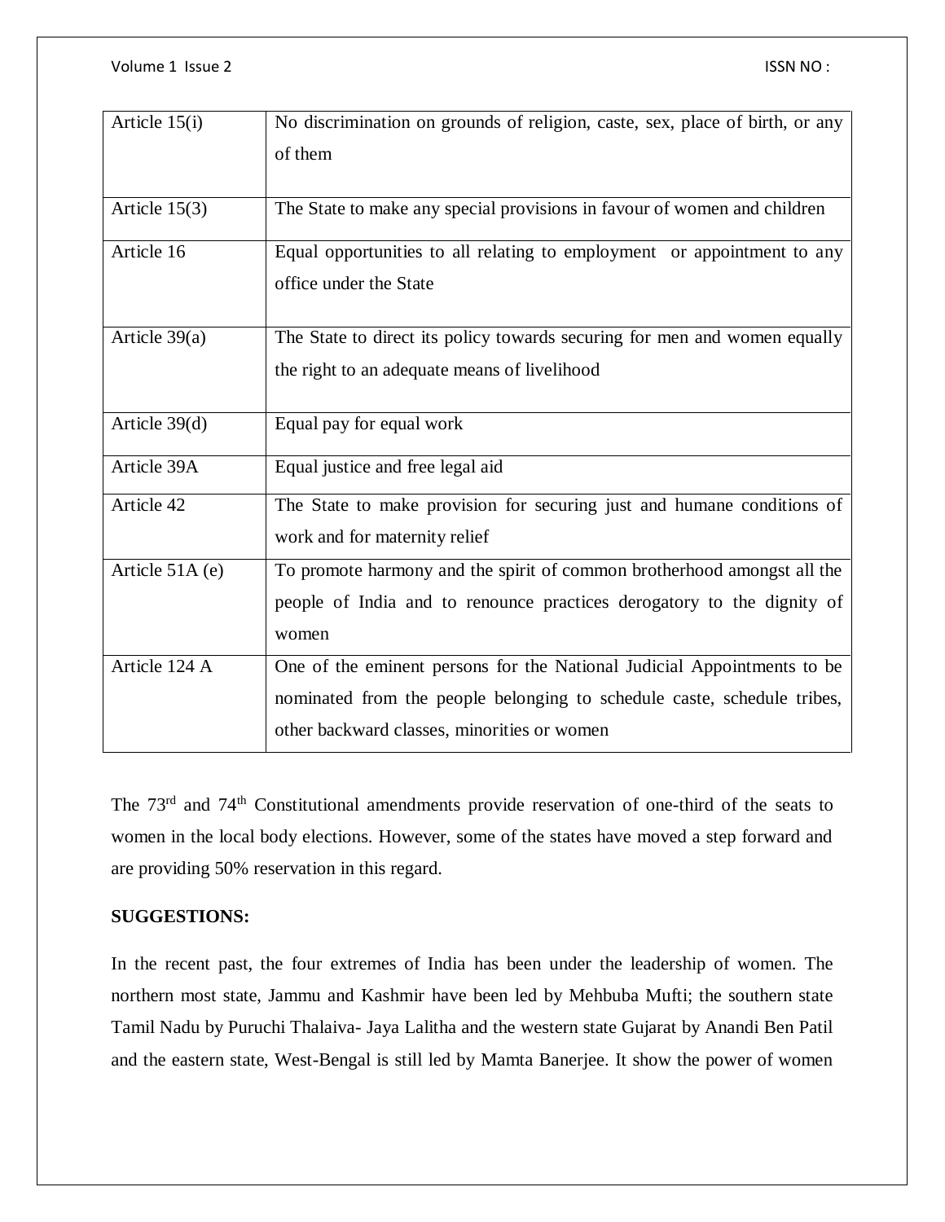| | |
|---|---|
| Article 15(i) | No discrimination on grounds of religion, caste, sex, place of birth, or any of them |
| Article 15(3) | The State to make any special provisions in favour of women and children |
| Article 16 | Equal opportunities to all relating to employment or appointment to any office under the State |
| Article 39(a) | The State to direct its policy towards securing for men and women equally the right to an adequate means of livelihood |
| Article 39(d) | Equal pay for equal work |
| Article 39A | Equal justice and free legal aid |
| Article 42 | The State to make provision for securing just and humane conditions of work and for maternity relief |
| Article 51A (e) | To promote harmony and the spirit of common brotherhood amongst all the people of India and to renounce practices derogatory to the dignity of women |
| Article 124 A | One of the eminent persons for the National Judicial Appointments to be nominated from the people belonging to schedule caste, schedule tribes, other backward classes, minorities or women |

The 73rd and 74th Constitutional amendments provide reservation of one-third of the seats to women in the local body elections. However, some of the states have moved a step forward and are providing 50% reservation in this regard.

**SUGGESTIONS:**

In the recent past, the four extremes of India has been under the leadership of women. The northern most state, Jammu and Kashmir have been led by Mehbuba Mufti; the southern state Tamil Nadu by Puruchi Thalaiva- Jaya Lalitha and the western state Gujarat by Anandi Ben Patil and the eastern state, West-Bengal is still led by Mamta Banerjee. It show the power of women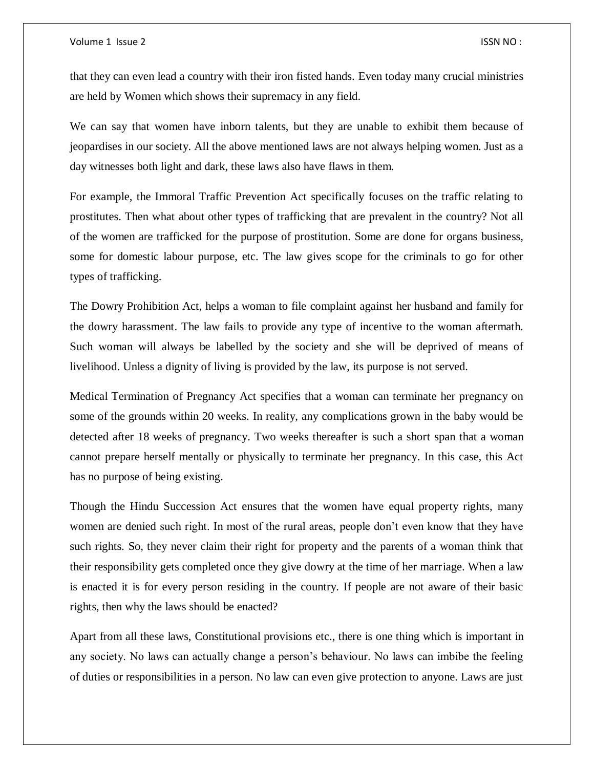that they can even lead a country with their iron fisted hands. Even today many crucial ministries are held by Women which shows their supremacy in any field.

We can say that women have inborn talents, but they are unable to exhibit them because of jeopardises in our society. All the above mentioned laws are not always helping women. Just as a day witnesses both light and dark, these laws also have flaws in them.

For example, the Immoral Traffic Prevention Act specifically focuses on the traffic relating to prostitutes. Then what about other types of trafficking that are prevalent in the country? Not all of the women are trafficked for the purpose of prostitution. Some are done for organs business, some for domestic labour purpose, etc. The law gives scope for the criminals to go for other types of trafficking.

The Dowry Prohibition Act, helps a woman to file complaint against her husband and family for the dowry harassment. The law fails to provide any type of incentive to the woman aftermath. Such woman will always be labelled by the society and she will be deprived of means of livelihood. Unless a dignity of living is provided by the law, its purpose is not served.

Medical Termination of Pregnancy Act specifies that a woman can terminate her pregnancy on some of the grounds within 20 weeks. In reality, any complications grown in the baby would be detected after 18 weeks of pregnancy. Two weeks thereafter is such a short span that a woman cannot prepare herself mentally or physically to terminate her pregnancy. In this case, this Act has no purpose of being existing.

Though the Hindu Succession Act ensures that the women have equal property rights, many women are denied such right. In most of the rural areas, people don't even know that they have such rights. So, they never claim their right for property and the parents of a woman think that their responsibility gets completed once they give dowry at the time of her marriage. When a law is enacted it is for every person residing in the country. If people are not aware of their basic rights, then why the laws should be enacted?

Apart from all these laws, Constitutional provisions etc., there is one thing which is important in any society. No laws can actually change a person's behaviour. No laws can imbibe the feeling of duties or responsibilities in a person. No law can even give protection to anyone. Laws are just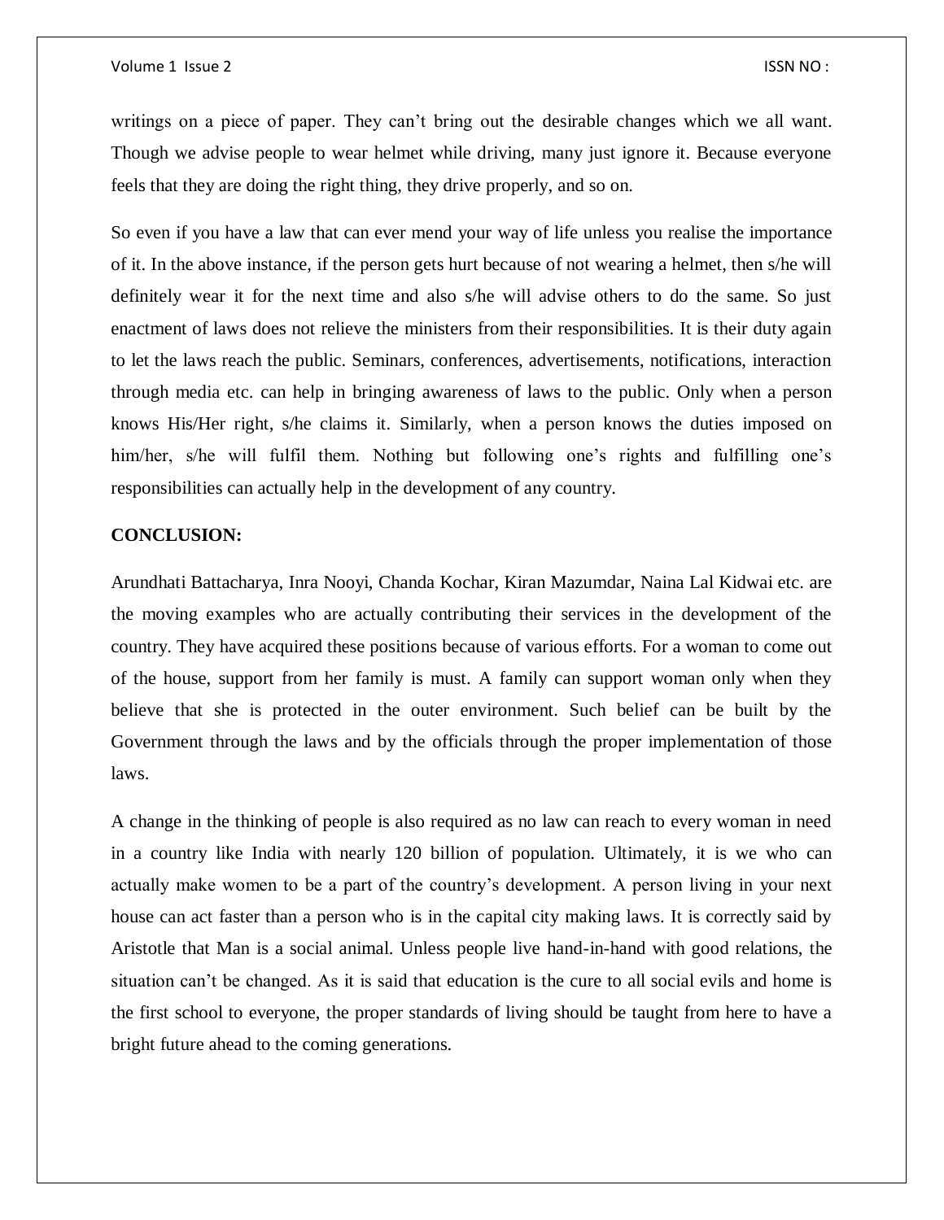writings on a piece of paper. They can't bring out the desirable changes which we all want. Though we advise people to wear helmet while driving, many just ignore it. Because everyone feels that they are doing the right thing, they drive properly, and so on.

So even if you have a law that can ever mend your way of life unless you realise the importance of it. In the above instance, if the person gets hurt because of not wearing a helmet, then s/he will definitely wear it for the next time and also s/he will advise others to do the same. So just enactment of laws does not relieve the ministers from their responsibilities. It is their duty again to let the laws reach the public. Seminars, conferences, advertisements, notifications, interaction through media etc. can help in bringing awareness of laws to the public. Only when a person knows His/Her right, s/he claims it. Similarly, when a person knows the duties imposed on him/her, s/he will fulfil them. Nothing but following one's rights and fulfilling one's responsibilities can actually help in the development of any country.

**CONCLUSION:**

Arundhati Battacharya, Inra Nooyi, Chanda Kochar, Kiran Mazumdar, Naina Lal Kidwai etc. are the moving examples who are actually contributing their services in the development of the country. They have acquired these positions because of various efforts. For a woman to come out of the house, support from her family is must. A family can support woman only when they believe that she is protected in the outer environment. Such belief can be built by the Government through the laws and by the officials through the proper implementation of those laws.

A change in the thinking of people is also required as no law can reach to every woman in need in a country like India with nearly 120 billion of population. Ultimately, it is we who can actually make women to be a part of the country's development. A person living in your next house can act faster than a person who is in the capital city making laws. It is correctly said by Aristotle that Man is a social animal. Unless people live hand-in-hand with good relations, the situation can't be changed. As it is said that education is the cure to all social evils and home is the first school to everyone, the proper standards of living should be taught from here to have a bright future ahead to the coming generations.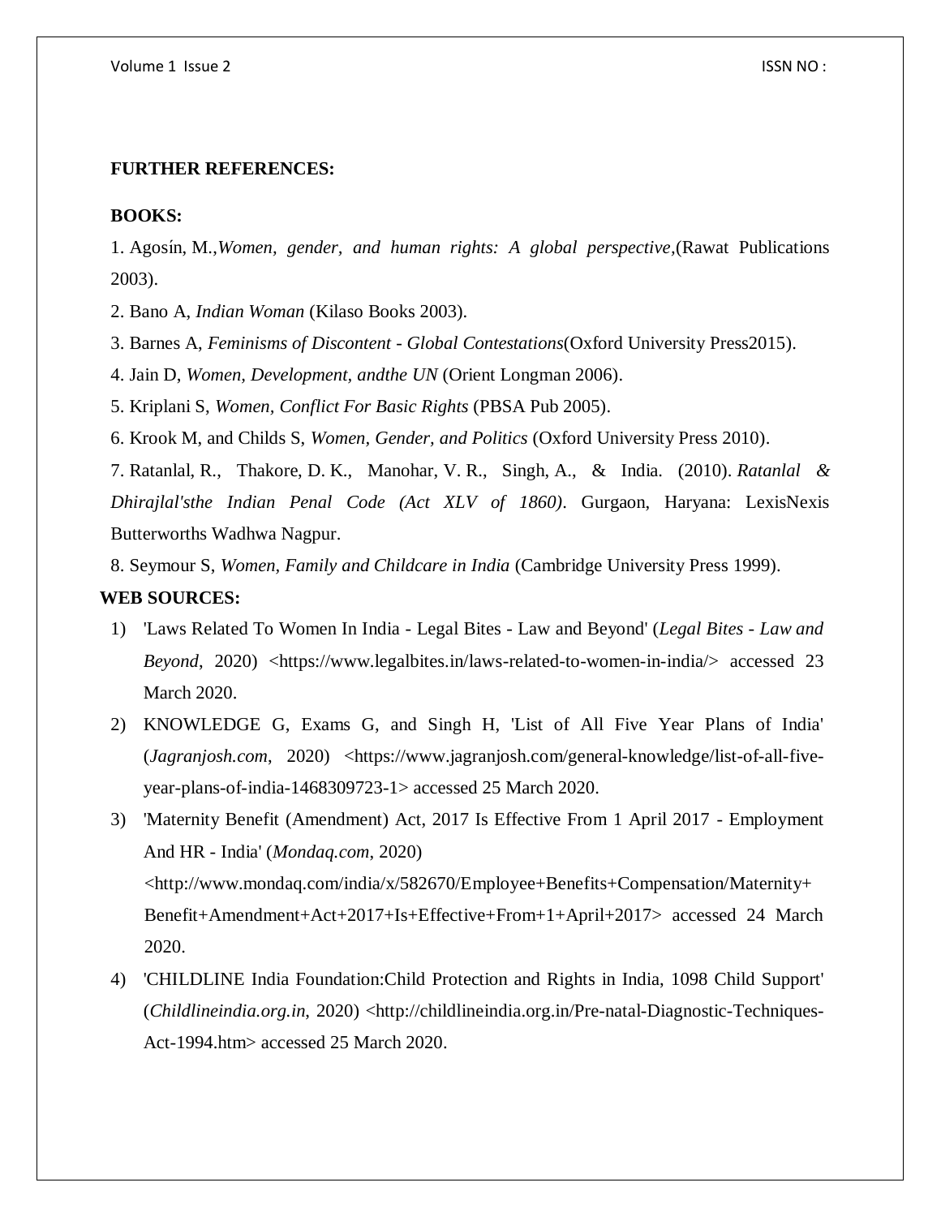**FURTHER REFERENCES:**

**BOOKS:**

1. Agosín, M.,*Women, gender, and human rights: A global perspective*,(Rawat Publications 2003).
2. Bano A, *Indian Woman* (Kilaso Books 2003).
3. Barnes A, *Feminisms of Discontent - Global Contestations*(Oxford University Press2015).
4. Jain D, *Women, Development, andthe UN* (Orient Longman 2006).
5. Kriplani S, *Women, Conflict For Basic Rights* (PBSA Pub 2005).
6. Krook M, and Childs S, *Women, Gender, and Politics* (Oxford University Press 2010).
7. Ratanlal, R., Thakore, D. K., Manohar, V. R., Singh, A., & India. (2010). *Ratanlal & Dhirajlal'sthe Indian Penal Code (Act XLV of 1860)*. Gurgaon, Haryana: LexisNexis Butterworths Wadhwa Nagpur.
8. Seymour S, *Women, Family and Childcare in India* (Cambridge University Press 1999).

**WEB SOURCES:**

1) 'Laws Related To Women In India - Legal Bites - Law and Beyond' (*Legal Bites - Law and Beyond*, 2020) <https://www.legalbites.in/laws-related-to-women-in-india/> accessed 23 March 2020.
2) KNOWLEDGE G, Exams G, and Singh H, 'List of All Five Year Plans of India' (*Jagranjosh.com*, 2020) <https://www.jagranjosh.com/general-knowledge/list-of-all-five-year-plans-of-india-1468309723-1> accessed 25 March 2020.
3) 'Maternity Benefit (Amendment) Act, 2017 Is Effective From 1 April 2017 - Employment And HR - India' (*Mondaq.com*, 2020) <http://www.mondaq.com/india/x/582670/Employee+Benefits+Compensation/Maternity+Benefit+Amendment+Act+2017+Is+Effective+From+1+April+2017> accessed 24 March 2020.
4) 'CHILDLINE India Foundation:Child Protection and Rights in India, 1098 Child Support' (*Childlineindia.org.in*, 2020) <http://childlineindia.org.in/Pre-natal-Diagnostic-Techniques-Act-1994.htm> accessed 25 March 2020.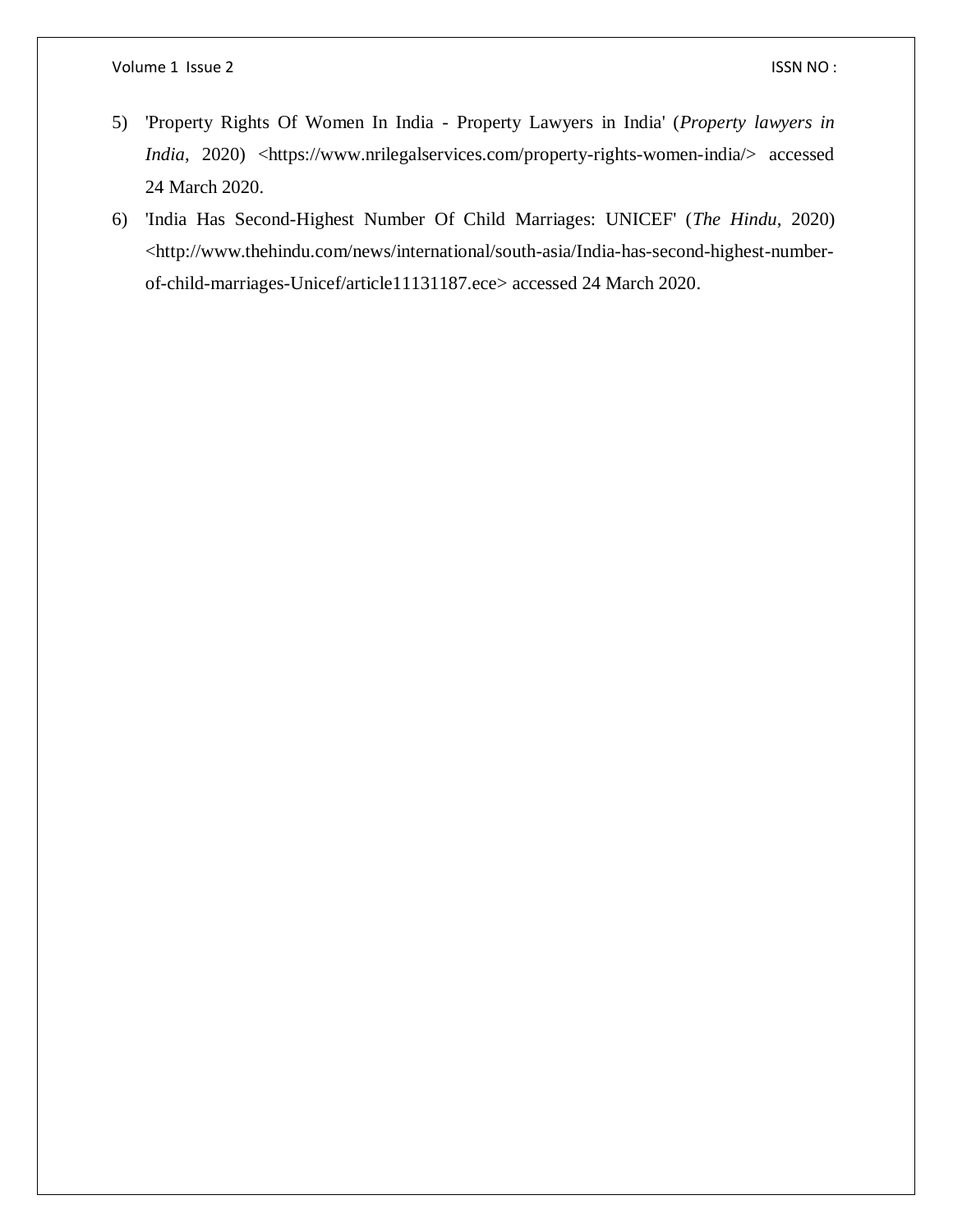5) 'Property Rights Of Women In India - Property Lawyers in India' (*Property lawyers in India*, 2020) <https://www.nrilegalservices.com/property-rights-women-india/> accessed 24 March 2020.
6) 'India Has Second-Highest Number Of Child Marriages: UNICEF' (*The Hindu*, 2020) <http://www.thehindu.com/news/international/south-asia/India-has-second-highest-number-of-child-marriages-Unicef/article11131187.ece> accessed 24 March 2020.